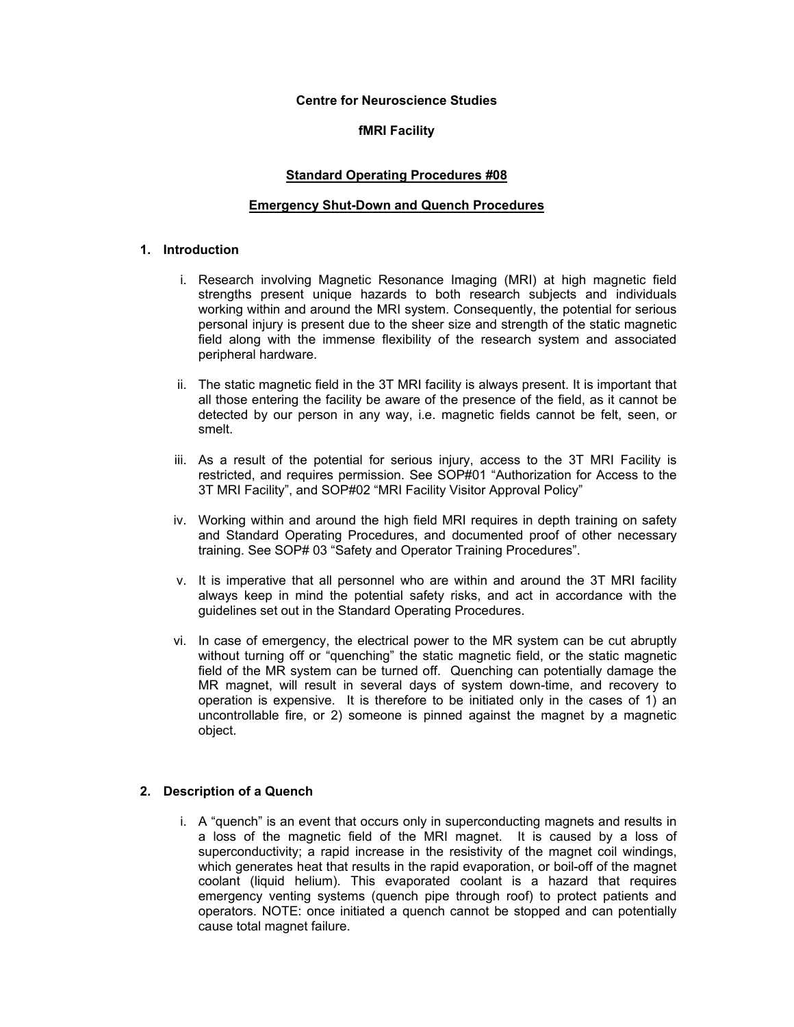**Centre for Neuroscience Studies**

**fMRI Facility**

## Standard Operating Procedures #08

## Emergency Shut-Down and Quench Procedures

### 1. Introduction

i. Research involving Magnetic Resonance Imaging (MRI) at high magnetic field strengths present unique hazards to both research subjects and individuals working within and around the MRI system. Consequently, the potential for serious personal injury is present due to the sheer size and strength of the static magnetic field along with the immense flexibility of the research system and associated peripheral hardware.

ii. The static magnetic field in the 3T MRI facility is always present. It is important that all those entering the facility be aware of the presence of the field, as it cannot be detected by our person in any way, i.e. magnetic fields cannot be felt, seen, or smelt.

iii. As a result of the potential for serious injury, access to the 3T MRI Facility is restricted, and requires permission. See SOP#01 "Authorization for Access to the 3T MRI Facility", and SOP#02 "MRI Facility Visitor Approval Policy"

iv. Working within and around the high field MRI requires in depth training on safety and Standard Operating Procedures, and documented proof of other necessary training. See SOP# 03 "Safety and Operator Training Procedures".

v. It is imperative that all personnel who are within and around the 3T MRI facility always keep in mind the potential safety risks, and act in accordance with the guidelines set out in the Standard Operating Procedures.

vi. In case of emergency, the electrical power to the MR system can be cut abruptly without turning off or "quenching" the static magnetic field, or the static magnetic field of the MR system can be turned off. Quenching can potentially damage the MR magnet, will result in several days of system down-time, and recovery to operation is expensive. It is therefore to be initiated only in the cases of 1) an uncontrollable fire, or 2) someone is pinned against the magnet by a magnetic object.

### 2. Description of a Quench

i. A "quench" is an event that occurs only in superconducting magnets and results in a loss of the magnetic field of the MRI magnet. It is caused by a loss of superconductivity; a rapid increase in the resistivity of the magnet coil windings, which generates heat that results in the rapid evaporation, or boil-off of the magnet coolant (liquid helium). This evaporated coolant is a hazard that requires emergency venting systems (quench pipe through roof) to protect patients and operators. NOTE: once initiated a quench cannot be stopped and can potentially cause total magnet failure.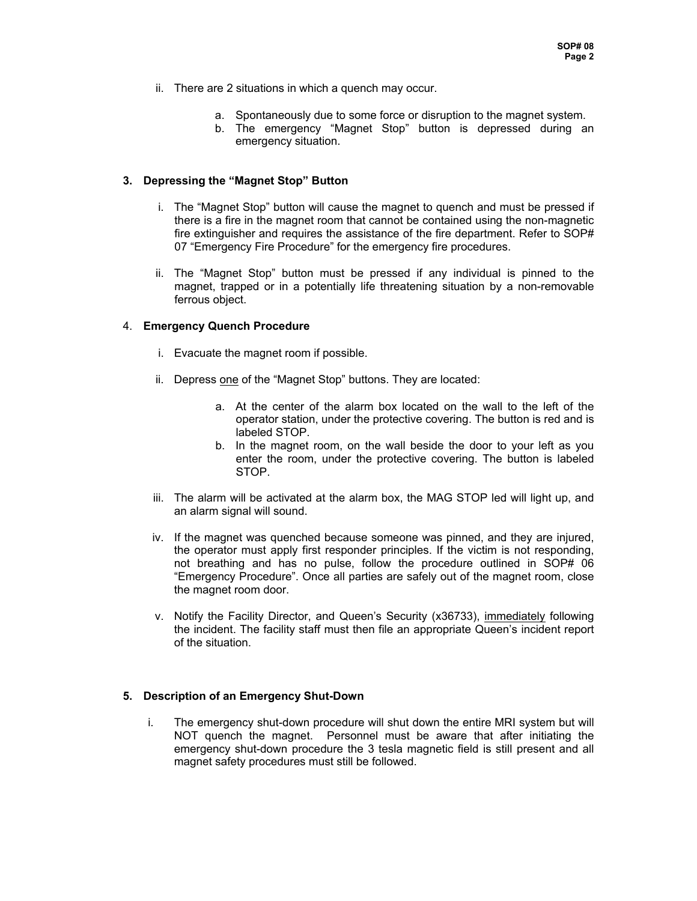ii. There are 2 situations in which a quench may occur.

   a. Spontaneously due to some force or disruption to the magnet system.
   b. The emergency "Magnet Stop" button is depressed during an emergency situation.

### 3. Depressing the "Magnet Stop" Button

i. The "Magnet Stop" button will cause the magnet to quench and must be pressed if there is a fire in the magnet room that cannot be contained using the non-magnetic fire extinguisher and requires the assistance of the fire department. Refer to SOP# 07 "Emergency Fire Procedure" for the emergency fire procedures.

ii. The "Magnet Stop" button must be pressed if any individual is pinned to the magnet, trapped or in a potentially life threatening situation by a non-removable ferrous object.

### 4. Emergency Quench Procedure

i. Evacuate the magnet room if possible.

ii. Depress <u>one</u> of the "Magnet Stop" buttons. They are located:

   a. At the center of the alarm box located on the wall to the left of the operator station, under the protective covering. The button is red and is labeled STOP.
   b. In the magnet room, on the wall beside the door to your left as you enter the room, under the protective covering. The button is labeled STOP.

iii. The alarm will be activated at the alarm box, the MAG STOP led will light up, and an alarm signal will sound.

iv. If the magnet was quenched because someone was pinned, and they are injured, the operator must apply first responder principles. If the victim is not responding, not breathing and has no pulse, follow the procedure outlined in SOP# 06 "Emergency Procedure". Once all parties are safely out of the magnet room, close the magnet room door.

v. Notify the Facility Director, and Queen's Security (x36733), <u>immediately</u> following the incident. The facility staff must then file an appropriate Queen's incident report of the situation.

### 5. Description of an Emergency Shut-Down

i. The emergency shut-down procedure will shut down the entire MRI system but will NOT quench the magnet. Personnel must be aware that after initiating the emergency shut-down procedure the 3 tesla magnetic field is still present and all magnet safety procedures must still be followed.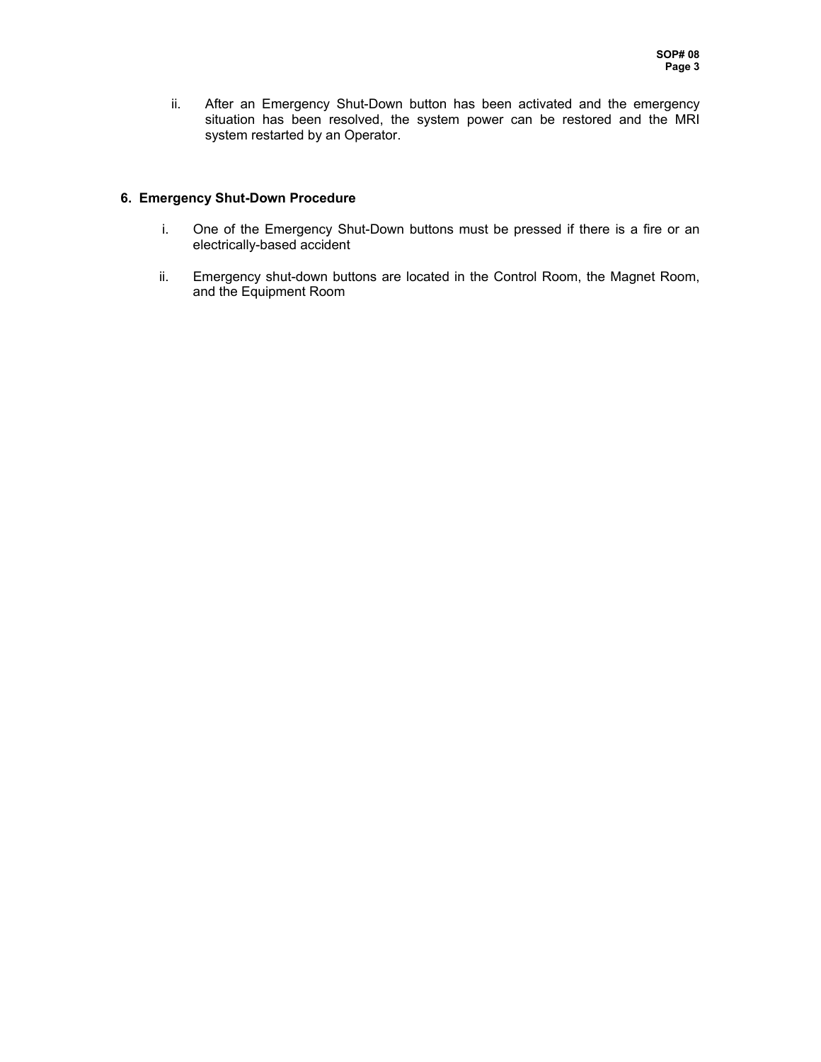ii. After an Emergency Shut-Down button has been activated and the emergency situation has been resolved, the system power can be restored and the MRI system restarted by an Operator.

**6. Emergency Shut-Down Procedure**

i. One of the Emergency Shut-Down buttons must be pressed if there is a fire or an electrically-based accident

ii. Emergency shut-down buttons are located in the Control Room, the Magnet Room, and the Equipment Room